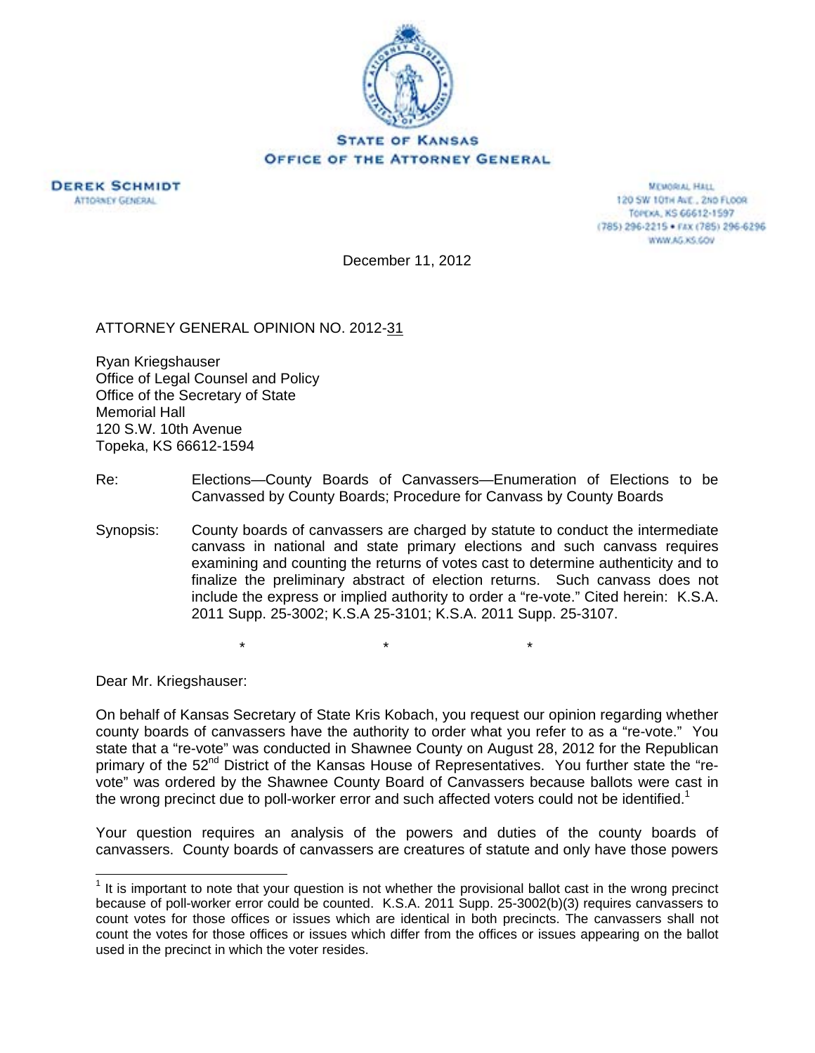**STATE OF KANSAS**
**OFFICE OF THE ATTORNEY GENERAL**

**DEREK SCHMIDT**
ATTORNEY GENERAL

MEMORIAL HALL
120 SW 10TH AVE., 2ND FLOOR
TOPEKA, KS 66612-1597
(785) 296-2215 • FAX (785) 296-6296
WWW.AG.KS.GOV

December 11, 2012

ATTORNEY GENERAL OPINION NO. 2012-31

Ryan Kriegshauser
Office of Legal Counsel and Policy
Office of the Secretary of State
Memorial Hall
120 S.W. 10th Avenue
Topeka, KS 66612-1594

Re: Elections—County Boards of Canvassers—Enumeration of Elections to be Canvassed by County Boards; Procedure for Canvass by County Boards

Synopsis: County boards of canvassers are charged by statute to conduct the intermediate canvass in national and state primary elections and such canvass requires examining and counting the returns of votes cast to determine authenticity and to finalize the preliminary abstract of election returns. Such canvass does not include the express or implied authority to order a "re-vote." Cited herein: K.S.A. 2011 Supp. 25-3002; K.S.A 25-3101; K.S.A. 2011 Supp. 25-3107.

\* \* \*

Dear Mr. Kriegshauser:

On behalf of Kansas Secretary of State Kris Kobach, you request our opinion regarding whether county boards of canvassers have the authority to order what you refer to as a "re-vote." You state that a "re-vote" was conducted in Shawnee County on August 28, 2012 for the Republican primary of the 52nd District of the Kansas House of Representatives. You further state the "re-vote" was ordered by the Shawnee County Board of Canvassers because ballots were cast in the wrong precinct due to poll-worker error and such affected voters could not be identified.[1]

Your question requires an analysis of the powers and duties of the county boards of canvassers. County boards of canvassers are creatures of statute and only have those powers

---

[1] It is important to note that your question is not whether the provisional ballot cast in the wrong precinct because of poll-worker error could be counted. K.S.A. 2011 Supp. 25-3002(b)(3) requires canvassers to count votes for those offices or issues which are identical in both precincts. The canvassers shall not count the votes for those offices or issues which differ from the offices or issues appearing on the ballot used in the precinct in which the voter resides.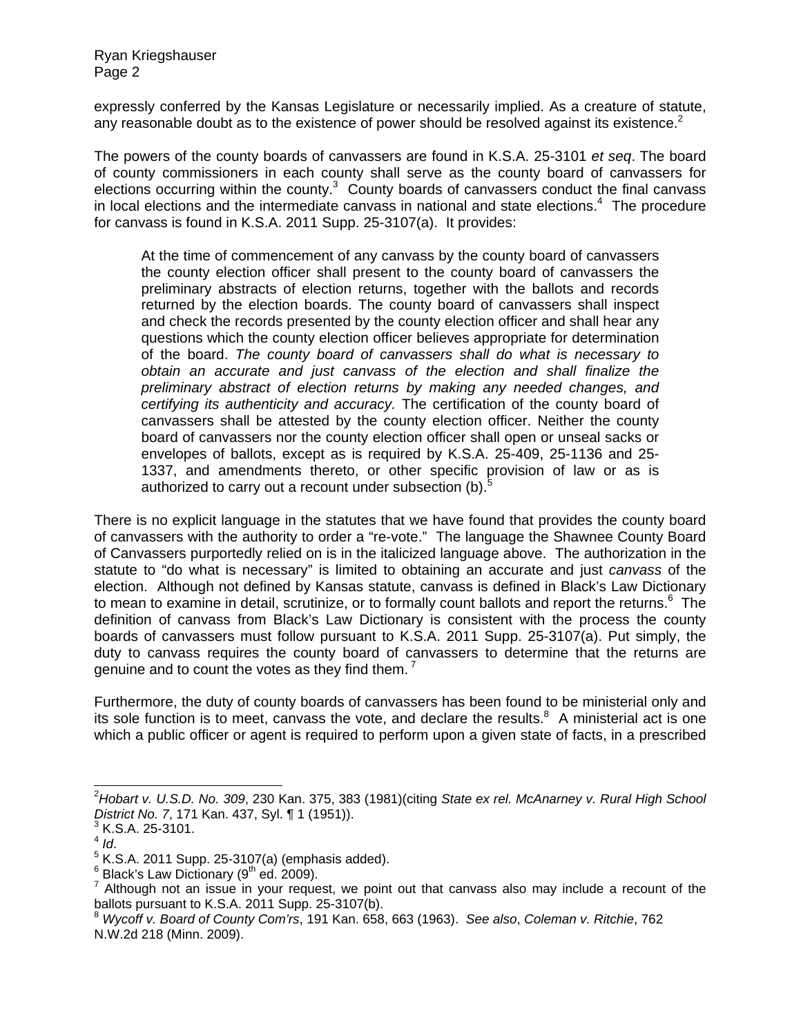expressly conferred by the Kansas Legislature or necessarily implied. As a creature of statute, any reasonable doubt as to the existence of power should be resolved against its existence.[2]

The powers of the county boards of canvassers are found in K.S.A. 25-3101 *et seq*. The board of county commissioners in each county shall serve as the county board of canvassers for elections occurring within the county.[3] County boards of canvassers conduct the final canvass in local elections and the intermediate canvass in national and state elections.[4] The procedure for canvass is found in K.S.A. 2011 Supp. 25-3107(a). It provides:

> At the time of commencement of any canvass by the county board of canvassers the county election officer shall present to the county board of canvassers the preliminary abstracts of election returns, together with the ballots and records returned by the election boards. The county board of canvassers shall inspect and check the records presented by the county election officer and shall hear any questions which the county election officer believes appropriate for determination of the board. *The county board of canvassers shall do what is necessary to obtain an accurate and just canvass of the election and shall finalize the preliminary abstract of election returns by making any needed changes, and certifying its authenticity and accuracy.* The certification of the county board of canvassers shall be attested by the county election officer. Neither the county board of canvassers nor the county election officer shall open or unseal sacks or envelopes of ballots, except as is required by K.S.A. 25-409, 25-1136 and 25-1337, and amendments thereto, or other specific provision of law or as is authorized to carry out a recount under subsection (b).[5]

There is no explicit language in the statutes that we have found that provides the county board of canvassers with the authority to order a "re-vote." The language the Shawnee County Board of Canvassers purportedly relied on is in the italicized language above. The authorization in the statute to "do what is necessary" is limited to obtaining an accurate and just *canvass* of the election. Although not defined by Kansas statute, canvass is defined in Black's Law Dictionary to mean to examine in detail, scrutinize, or to formally count ballots and report the returns.[6] The definition of canvass from Black's Law Dictionary is consistent with the process the county boards of canvassers must follow pursuant to K.S.A. 2011 Supp. 25-3107(a). Put simply, the duty to canvass requires the county board of canvassers to determine that the returns are genuine and to count the votes as they find them.[7]

Furthermore, the duty of county boards of canvassers has been found to be ministerial only and its sole function is to meet, canvass the vote, and declare the results.[8] A ministerial act is one which a public officer or agent is required to perform upon a given state of facts, in a prescribed

---

[2] *Hobart v. U.S.D. No. 309*, 230 Kan. 375, 383 (1981)(citing *State ex rel. McAnarney v. Rural High School District No. 7*, 171 Kan. 437, Syl. ¶ 1 (1951)).

[3] K.S.A. 25-3101.

[4] *Id*.

[5] K.S.A. 2011 Supp. 25-3107(a) (emphasis added).

[6] Black's Law Dictionary (9th ed. 2009).

[7] Although not an issue in your request, we point out that canvass also may include a recount of the ballots pursuant to K.S.A. 2011 Supp. 25-3107(b).

[8] *Wycoff v. Board of County Com'rs*, 191 Kan. 658, 663 (1963). *See also*, *Coleman v. Ritchie*, 762 N.W.2d 218 (Minn. 2009).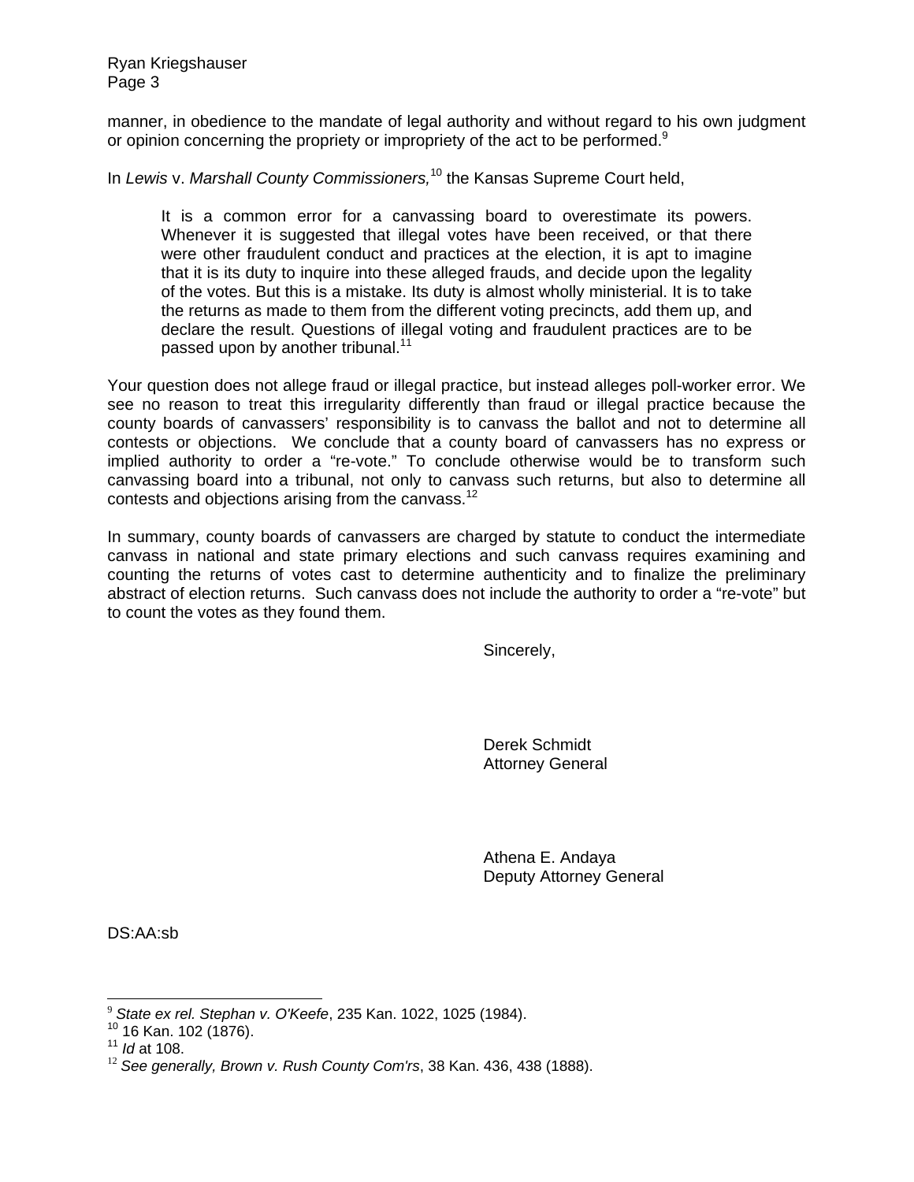manner, in obedience to the mandate of legal authority and without regard to his own judgment or opinion concerning the propriety or impropriety of the act to be performed.[9]

In *Lewis* v. *Marshall County Commissioners,*[10] the Kansas Supreme Court held,

> It is a common error for a canvassing board to overestimate its powers. Whenever it is suggested that illegal votes have been received, or that there were other fraudulent conduct and practices at the election, it is apt to imagine that it is its duty to inquire into these alleged frauds, and decide upon the legality of the votes. But this is a mistake. Its duty is almost wholly ministerial. It is to take the returns as made to them from the different voting precincts, add them up, and declare the result. Questions of illegal voting and fraudulent practices are to be passed upon by another tribunal.[11]

Your question does not allege fraud or illegal practice, but instead alleges poll-worker error. We see no reason to treat this irregularity differently than fraud or illegal practice because the county boards of canvassers' responsibility is to canvass the ballot and not to determine all contests or objections. We conclude that a county board of canvassers has no express or implied authority to order a "re-vote." To conclude otherwise would be to transform such canvassing board into a tribunal, not only to canvass such returns, but also to determine all contests and objections arising from the canvass.[12]

In summary, county boards of canvassers are charged by statute to conduct the intermediate canvass in national and state primary elections and such canvass requires examining and counting the returns of votes cast to determine authenticity and to finalize the preliminary abstract of election returns. Such canvass does not include the authority to order a "re-vote" but to count the votes as they found them.

Sincerely,

Derek Schmidt
Attorney General

Athena E. Andaya
Deputy Attorney General

DS:AA:sb

---

[9] *State ex rel. Stephan v. O'Keefe*, 235 Kan. 1022, 1025 (1984).
[10] 16 Kan. 102 (1876).
[11] *Id* at 108.
[12] *See generally, Brown v. Rush County Com'rs*, 38 Kan. 436, 438 (1888).